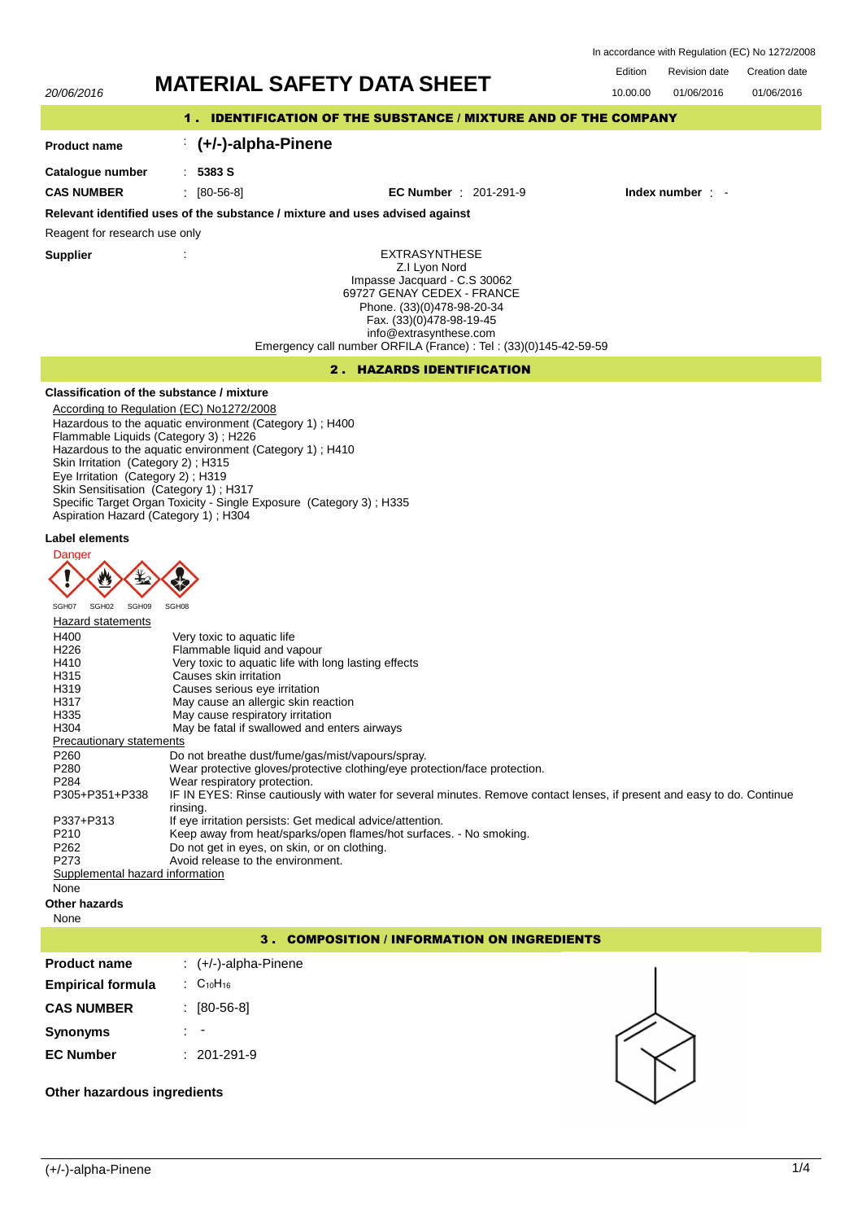In accordance with Regulation (EC) No 1272/2008

20/06/2016

# MATERIAL SAFETY DATA SHEET

| Edition | Revision date | Creation date |
| --- | --- | --- |
| 10.00.00 | 01/06/2016 | 01/06/2016 |

## 1. IDENTIFICATION OF THE SUBSTANCE / MIXTURE AND OF THE COMPANY

**Product name** : **(+/-)-alpha-Pinene**

**Catalogue number** : **5383 S**

**CAS NUMBER** : [80-56-8] **EC Number** : 201-291-9 **Index number** : -

**Relevant identified uses of the substance / mixture and uses advised against**

Reagent for research use only

**Supplier** :

EXTRASYNTHESE
Z.I Lyon Nord
Impasse Jacquard - C.S 30062
69727 GENAY CEDEX - FRANCE
Phone. (33)(0)478-98-20-34
Fax. (33)(0)478-98-19-45
info@extrasynthese.com
Emergency call number ORFILA (France) : Tel : (33)(0)145-42-59-59

## 2. HAZARDS IDENTIFICATION

**Classification of the substance / mixture**

According to Regulation (EC) No1272/2008

Hazardous to the aquatic environment (Category 1) ; H400
Flammable Liquids (Category 3) ; H226
Hazardous to the aquatic environment (Category 1) ; H410
Skin Irritation (Category 2) ; H315
Eye Irritation (Category 2) ; H319
Skin Sensitisation (Category 1) ; H317
Specific Target Organ Toxicity - Single Exposure (Category 3) ; H335
Aspiration Hazard (Category 1) ; H304

**Label elements**

Danger

SGH07 SGH02 SGH09 SGH08

Hazard statements

| | |
| --- | --- |
| H400 | Very toxic to aquatic life |
| H226 | Flammable liquid and vapour |
| H410 | Very toxic to aquatic life with long lasting effects |
| H315 | Causes skin irritation |
| H319 | Causes serious eye irritation |
| H317 | May cause an allergic skin reaction |
| H335 | May cause respiratory irritation |
| H304 | May be fatal if swallowed and enters airways |

Precautionary statements

| | |
| --- | --- |
| P260 | Do not breathe dust/fume/gas/mist/vapours/spray. |
| P280 | Wear protective gloves/protective clothing/eye protection/face protection. |
| P284 | Wear respiratory protection. |
| P305+P351+P338 | IF IN EYES: Rinse cautiously with water for several minutes. Remove contact lenses, if present and easy to do. Continue rinsing. |
| P337+P313 | If eye irritation persists: Get medical advice/attention. |
| P210 | Keep away from heat/sparks/open flames/hot surfaces. - No smoking. |
| P262 | Do not get in eyes, on skin, or on clothing. |
| P273 | Avoid release to the environment. |

Supplemental hazard information

None

**Other hazards**

None

## 3. COMPOSITION / INFORMATION ON INGREDIENTS

**Product name** : (+/-)-alpha-Pinene

**Empirical formula** : $C_{10}H_{16}$

**CAS NUMBER** : [80-56-8]

**Synonyms** : -

**EC Number** : 201-291-9

**Other hazardous ingredients**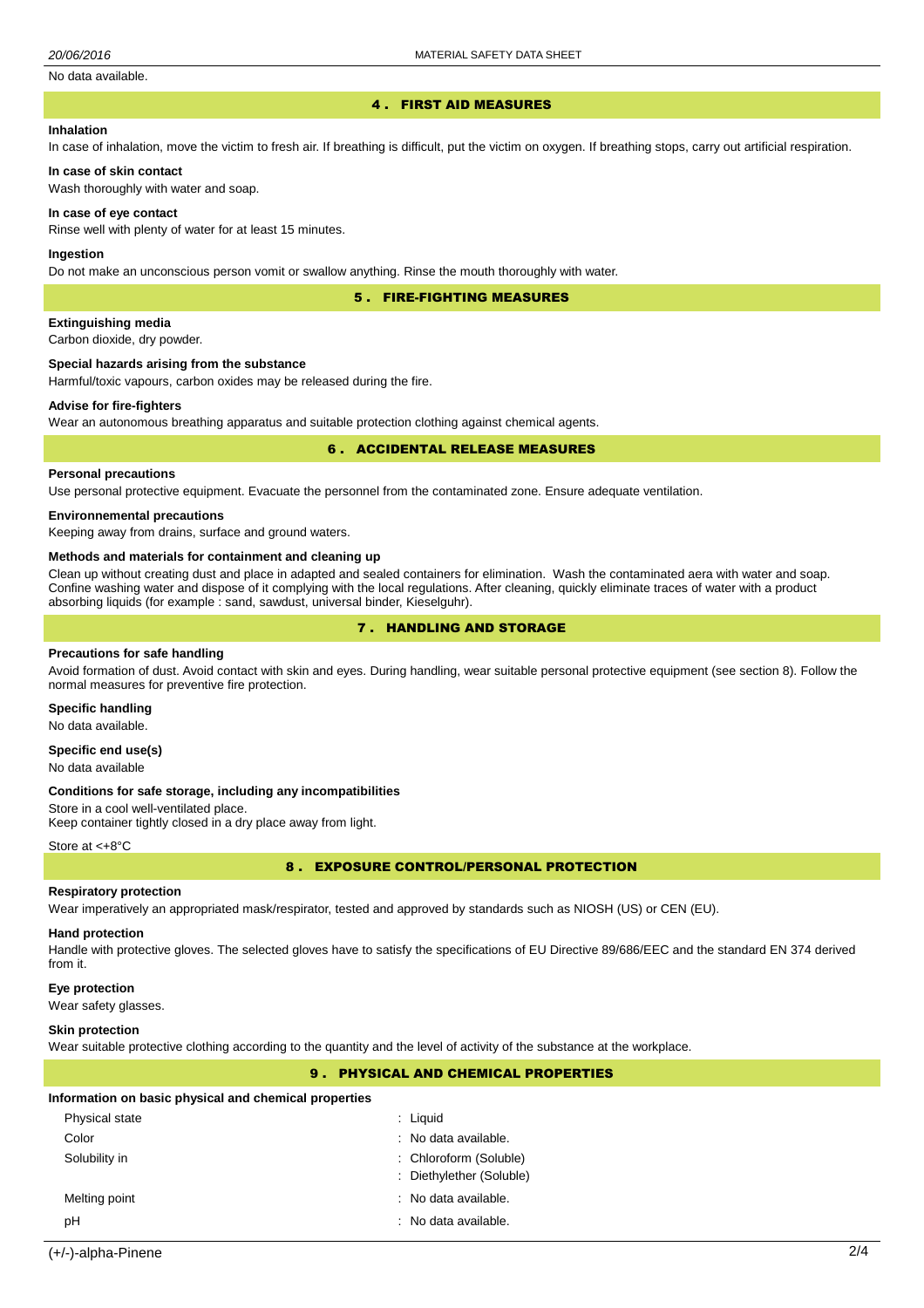No data available.

## 4 . FIRST AID MEASURES

### Inhalation

In case of inhalation, move the victim to fresh air. If breathing is difficult, put the victim on oxygen. If breathing stops, carry out artificial respiration.

### In case of skin contact

Wash thoroughly with water and soap.

### In case of eye contact

Rinse well with plenty of water for at least 15 minutes.

### Ingestion

Do not make an unconscious person vomit or swallow anything. Rinse the mouth thoroughly with water.

## 5 . FIRE-FIGHTING MEASURES

### Extinguishing media

Carbon dioxide, dry powder.

### Special hazards arising from the substance

Harmful/toxic vapours, carbon oxides may be released during the fire.

### Advise for fire-fighters

Wear an autonomous breathing apparatus and suitable protection clothing against chemical agents.

## 6 . ACCIDENTAL RELEASE MEASURES

### Personal precautions

Use personal protective equipment. Evacuate the personnel from the contaminated zone. Ensure adequate ventilation.

### Environnemental precautions

Keeping away from drains, surface and ground waters.

### Methods and materials for containment and cleaning up

Clean up without creating dust and place in adapted and sealed containers for elimination. Wash the contaminated aera with water and soap. Confine washing water and dispose of it complying with the local regulations. After cleaning, quickly eliminate traces of water with a product absorbing liquids (for example : sand, sawdust, universal binder, Kieselguhr).

## 7 . HANDLING AND STORAGE

### Precautions for safe handling

Avoid formation of dust. Avoid contact with skin and eyes. During handling, wear suitable personal protective equipment (see section 8). Follow the normal measures for preventive fire protection.

### Specific handling

No data available.

### Specific end use(s)

No data available

### Conditions for safe storage, including any incompatibilities

Store in a cool well-ventilated place.
Keep container tightly closed in a dry place away from light.

Store at <+8°C

## 8 . EXPOSURE CONTROL/PERSONAL PROTECTION

### Respiratory protection

Wear imperatively an appropriated mask/respirator, tested and approved by standards such as NIOSH (US) or CEN (EU).

### Hand protection

Handle with protective gloves. The selected gloves have to satisfy the specifications of EU Directive 89/686/EEC and the standard EN 374 derived from it.

### Eye protection

Wear safety glasses.

### Skin protection

Wear suitable protective clothing according to the quantity and the level of activity of the substance at the workplace.

## 9 . PHYSICAL AND CHEMICAL PROPERTIES

### Information on basic physical and chemical properties

| | |
|---|---|
| Physical state | : Liquid |
| Color | : No data available. |
| Solubility in | : Chloroform (Soluble) |
| | : Diethylether (Soluble) |
| Melting point | : No data available. |
| pH | : No data available. |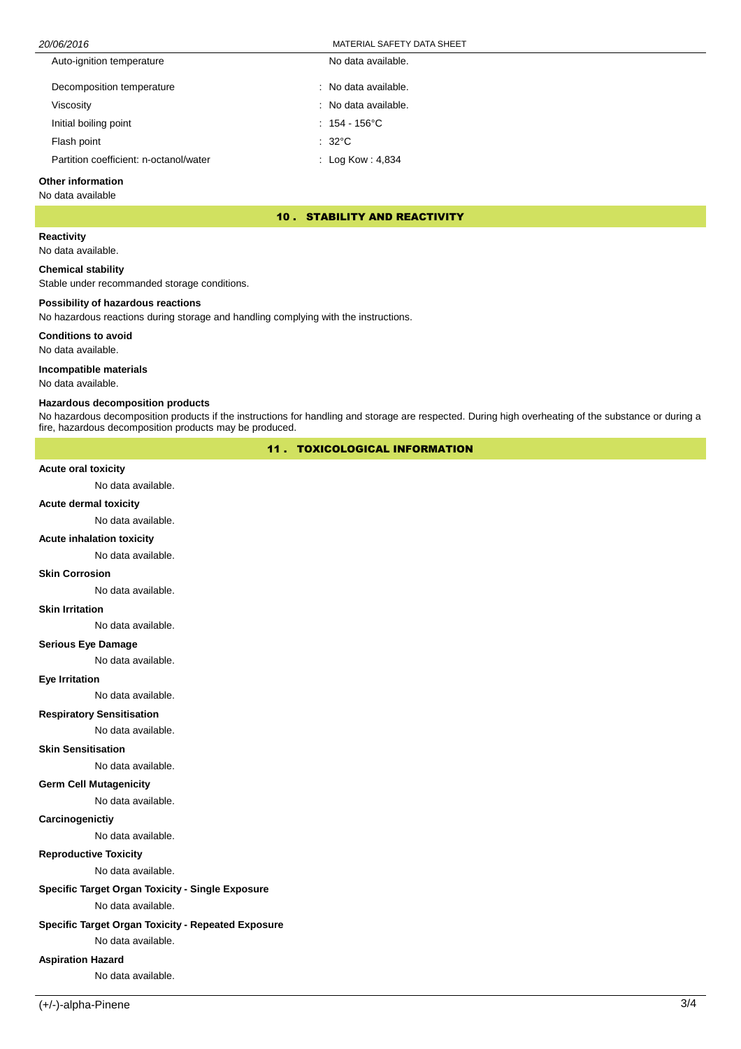| | |
|---|---|
| Auto-ignition temperature | No data available. |
| Decomposition temperature | : No data available. |
| Viscosity | : No data available. |
| Initial boiling point | : 154 - 156°C |
| Flash point | : 32°C |
| Partition coefficient: n-octanol/water | : Log Kow : 4,834 |

**Other information**

No data available

## 10 . STABILITY AND REACTIVITY

**Reactivity**

No data available.

**Chemical stability**

Stable under recommanded storage conditions.

**Possibility of hazardous reactions**

No hazardous reactions during storage and handling complying with the instructions.

**Conditions to avoid**

No data available.

**Incompatible materials**

No data available.

**Hazardous decomposition products**

No hazardous decomposition products if the instructions for handling and storage are respected. During high overheating of the substance or during a fire, hazardous decomposition products may be produced.

## 11 . TOXICOLOGICAL INFORMATION

**Acute oral toxicity**

No data available.

**Acute dermal toxicity**

No data available.

**Acute inhalation toxicity**

No data available.

**Skin Corrosion**

No data available.

**Skin Irritation**

No data available.

**Serious Eye Damage**

No data available.

**Eye Irritation**

No data available.

**Respiratory Sensitisation**

No data available.

**Skin Sensitisation**

No data available.

**Germ Cell Mutagenicity**

No data available.

**Carcinogenictiy**

No data available.

**Reproductive Toxicity**

No data available.

**Specific Target Organ Toxicity - Single Exposure**

No data available.

**Specific Target Organ Toxicity - Repeated Exposure**

No data available.

**Aspiration Hazard**

No data available.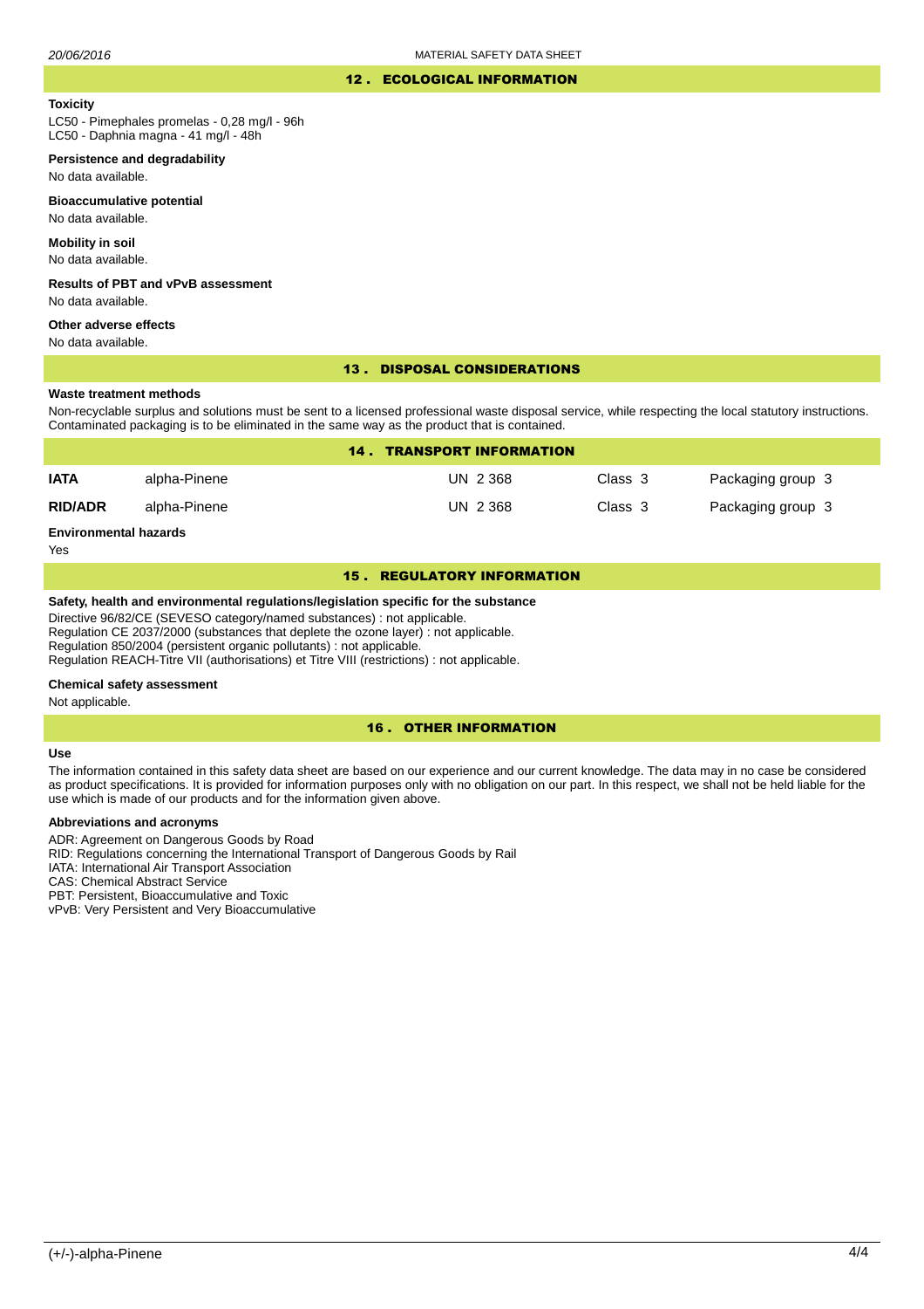## 12 . ECOLOGICAL INFORMATION

**Toxicity**

LC50 - Pimephales promelas - 0,28 mg/l - 96h
LC50 - Daphnia magna - 41 mg/l - 48h

**Persistence and degradability**

No data available.

**Bioaccumulative potential**

No data available.

**Mobility in soil**

No data available.

**Results of PBT and vPvB assessment**

No data available.

**Other adverse effects**

No data available.

## 13 . DISPOSAL CONSIDERATIONS

**Waste treatment methods**

Non-recyclable surplus and solutions must be sent to a licensed professional waste disposal service, while respecting the local statutory instructions. Contaminated packaging is to be eliminated in the same way as the product that is contained.

## 14 . TRANSPORT INFORMATION

| | | | | |
|---|---|---|---|---|
| **IATA** | alpha-Pinene | UN 2 368 | Class 3 | Packaging group 3 |
| **RID/ADR** | alpha-Pinene | UN 2 368 | Class 3 | Packaging group 3 |

**Environmental hazards**

Yes

## 15 . REGULATORY INFORMATION

**Safety, health and environmental regulations/legislation specific for the substance**

Directive 96/82/CE (SEVESO category/named substances) : not applicable.
Regulation CE 2037/2000 (substances that deplete the ozone layer) : not applicable.
Regulation 850/2004 (persistent organic pollutants) : not applicable.
Regulation REACH-Titre VII (authorisations) et Titre VIII (restrictions) : not applicable.

**Chemical safety assessment**

Not applicable.

## 16 . OTHER INFORMATION

**Use**

The information contained in this safety data sheet are based on our experience and our current knowledge. The data may in no case be considered as product specifications. It is provided for information purposes only with no obligation on our part. In this respect, we shall not be held liable for the use which is made of our products and for the information given above.

**Abbreviations and acronyms**

ADR: Agreement on Dangerous Goods by Road
RID: Regulations concerning the International Transport of Dangerous Goods by Rail
IATA: International Air Transport Association
CAS: Chemical Abstract Service
PBT: Persistent, Bioaccumulative and Toxic
vPvB: Very Persistent and Very Bioaccumulative